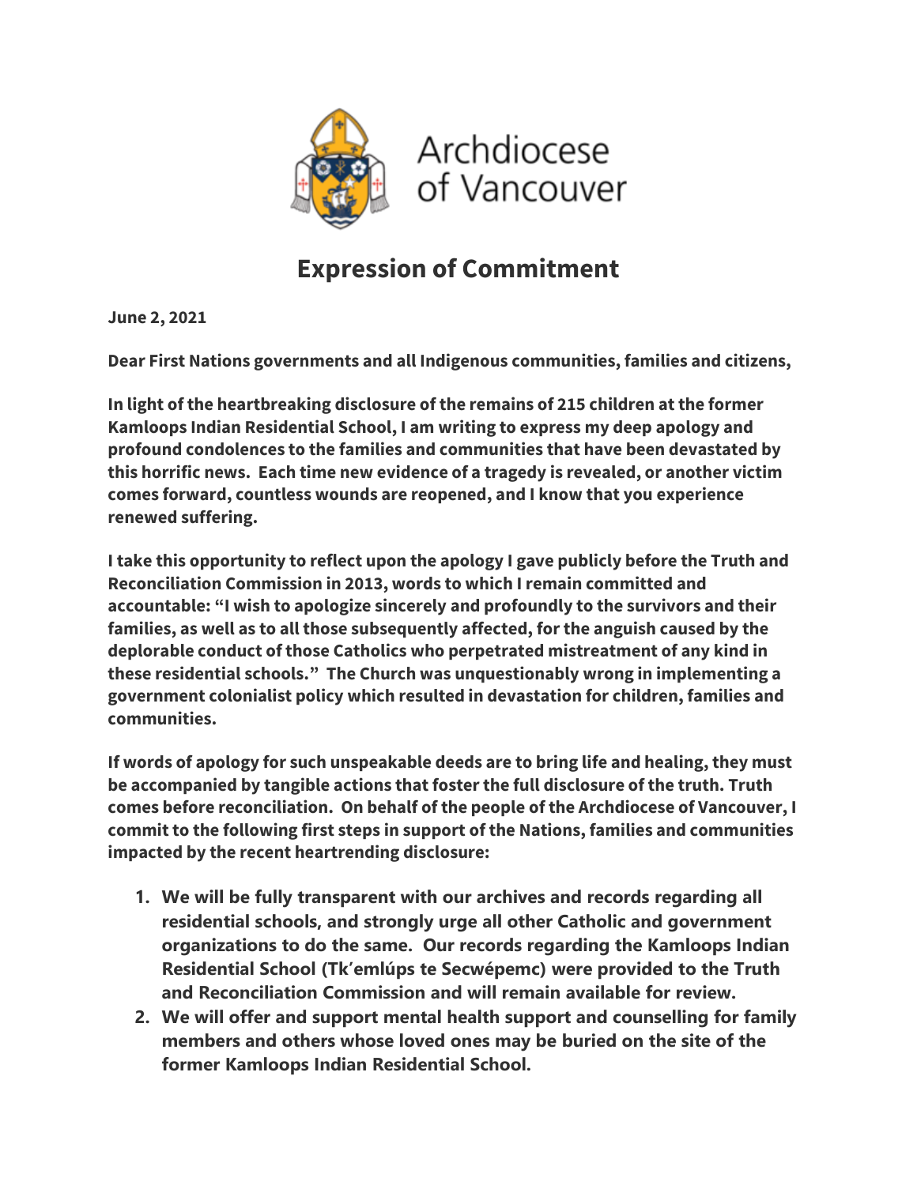Archdiocese of Vancouver

# Expression of Commitment

**June 2, 2021**

**Dear First Nations governments and all Indigenous communities, families and citizens,**

**In light of the heartbreaking disclosure of the remains of 215 children at the former Kamloops Indian Residential School, I am writing to express my deep apology and profound condolences to the families and communities that have been devastated by this horrific news. Each time new evidence of a tragedy is revealed, or another victim comes forward, countless wounds are reopened, and I know that you experience renewed suffering.**

**I take this opportunity to reflect upon the apology I gave publicly before the Truth and Reconciliation Commission in 2013, words to which I remain committed and accountable: "I wish to apologize sincerely and profoundly to the survivors and their families, as well as to all those subsequently affected, for the anguish caused by the deplorable conduct of those Catholics who perpetrated mistreatment of any kind in these residential schools." The Church was unquestionably wrong in implementing a government colonialist policy which resulted in devastation for children, families and communities.**

**If words of apology for such unspeakable deeds are to bring life and healing, they must be accompanied by tangible actions that foster the full disclosure of the truth. Truth comes before reconciliation. On behalf of the people of the Archdiocese of Vancouver, I commit to the following first steps in support of the Nations, families and communities impacted by the recent heartrending disclosure:**

1. **We will be fully transparent with our archives and records regarding all residential schools, and strongly urge all other Catholic and government organizations to do the same. Our records regarding the Kamloops Indian Residential School (Tk'emlúps te Secwépemc) were provided to the Truth and Reconciliation Commission and will remain available for review.**
2. **We will offer and support mental health support and counselling for family members and others whose loved ones may be buried on the site of the former Kamloops Indian Residential School.**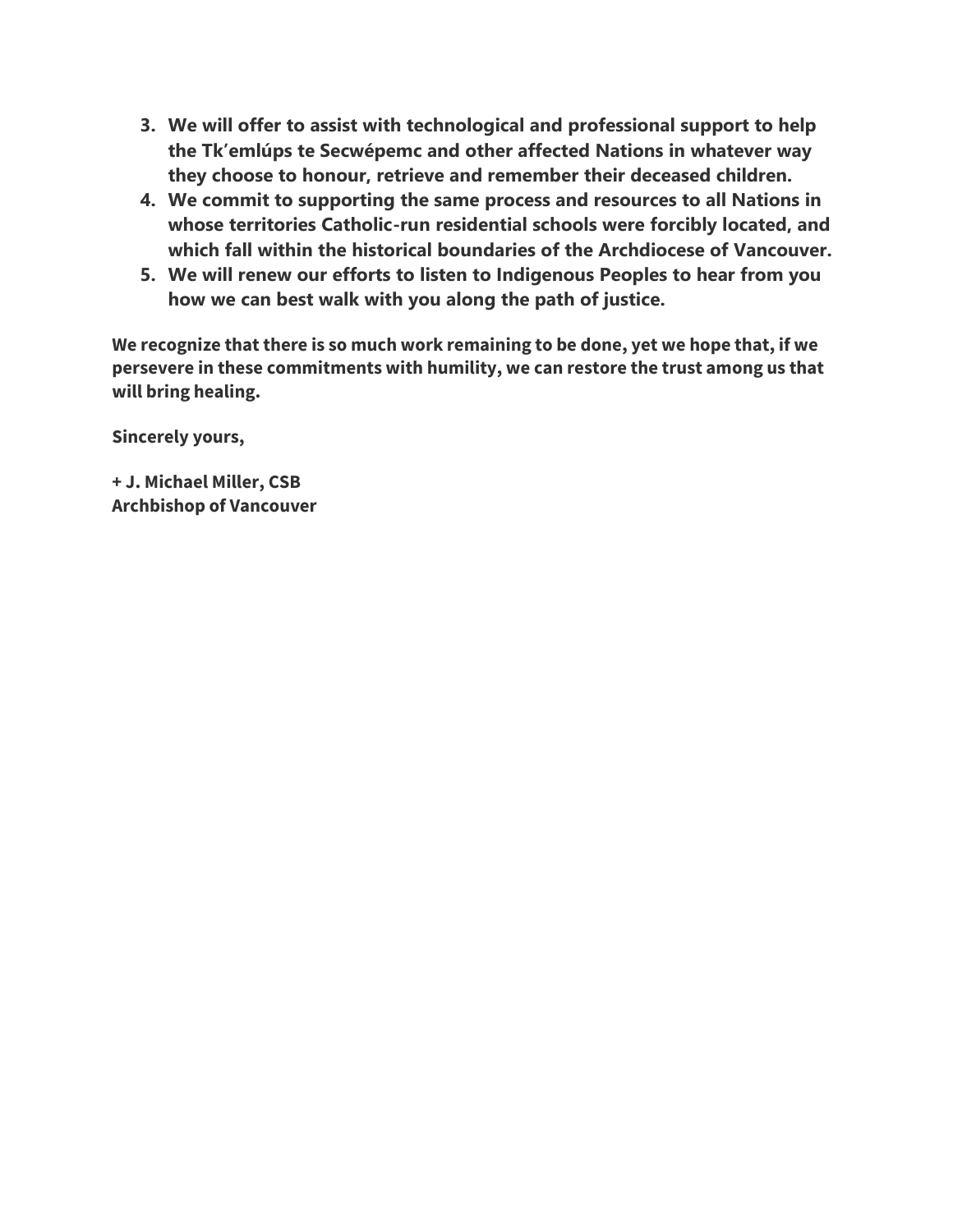3. **We will offer to assist with technological and professional support to help the Tk'emlúps te Secwépemc and other affected Nations in whatever way they choose to honour, retrieve and remember their deceased children.**
4. **We commit to supporting the same process and resources to all Nations in whose territories Catholic-run residential schools were forcibly located, and which fall within the historical boundaries of the Archdiocese of Vancouver.**
5. **We will renew our efforts to listen to Indigenous Peoples to hear from you how we can best walk with you along the path of justice.**

**We recognize that there is so much work remaining to be done, yet we hope that, if we persevere in these commitments with humility, we can restore the trust among us that will bring healing.**

**Sincerely yours,**

**+ J. Michael Miller, CSB**
**Archbishop of Vancouver**